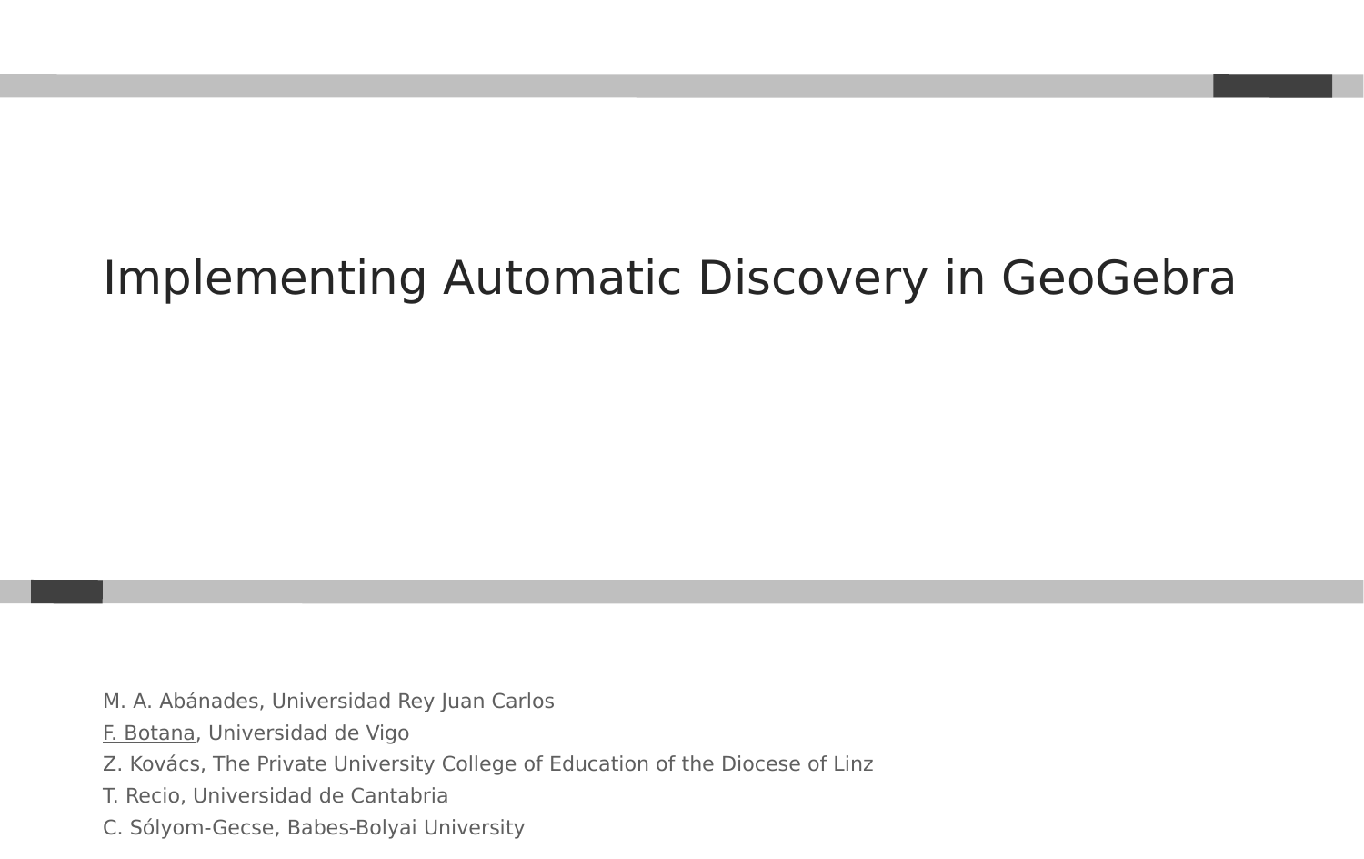# Implementing Automatic Discovery in GeoGebra

M. A. Abánades, Universidad Rey Juan Carlos

F. Botana, Universidad de Vigo

Z. Kovács, The Private University College of Education of the Diocese of Linz

T. Recio, Universidad de Cantabria

C. Sólyom-Gecse, Babes-Bolyai University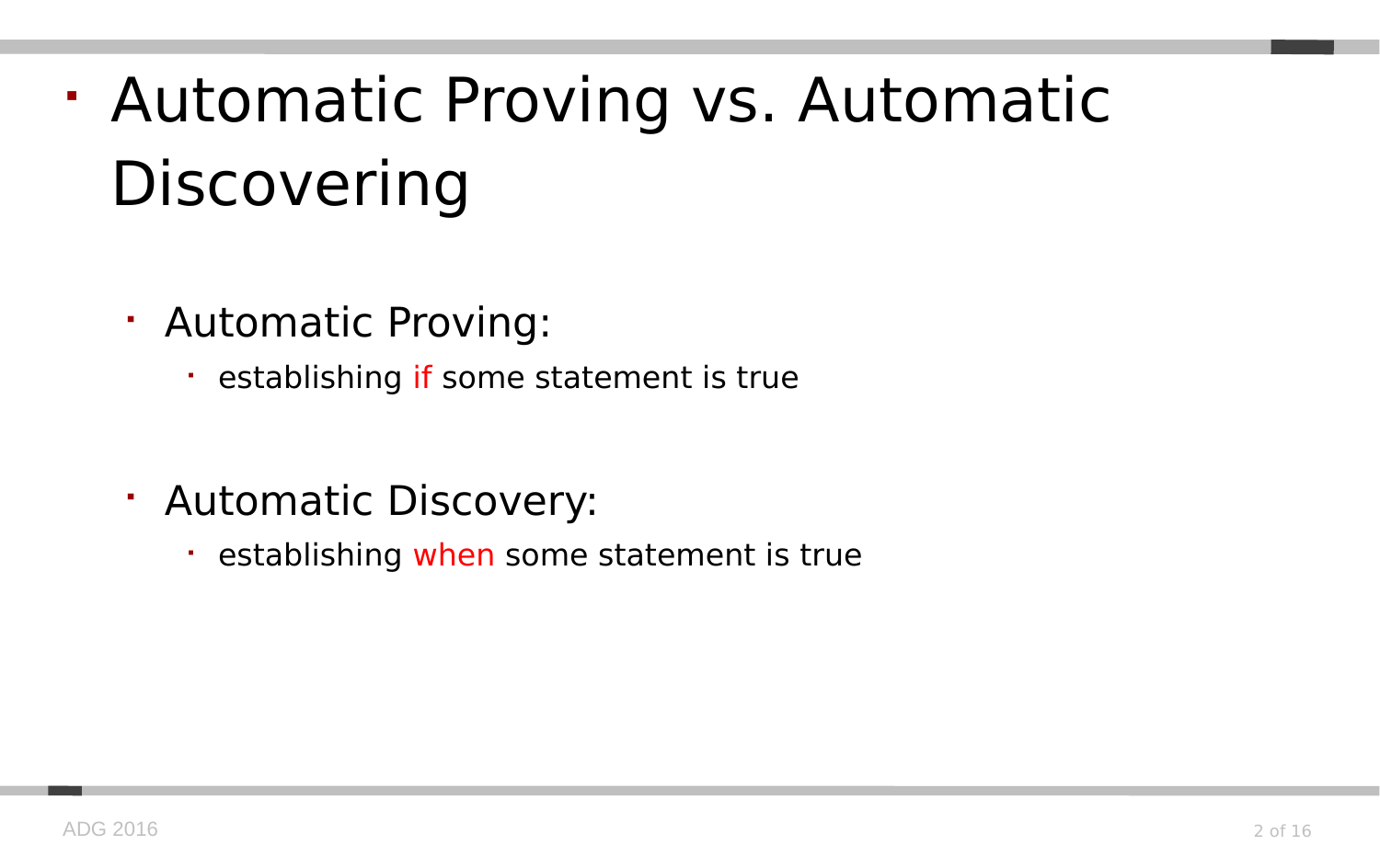# Automatic Proving vs. Automatic Discovering

- Automatic Proving:
  - establishing if some statement is true

- Automatic Discovery:
  - establishing when some statement is true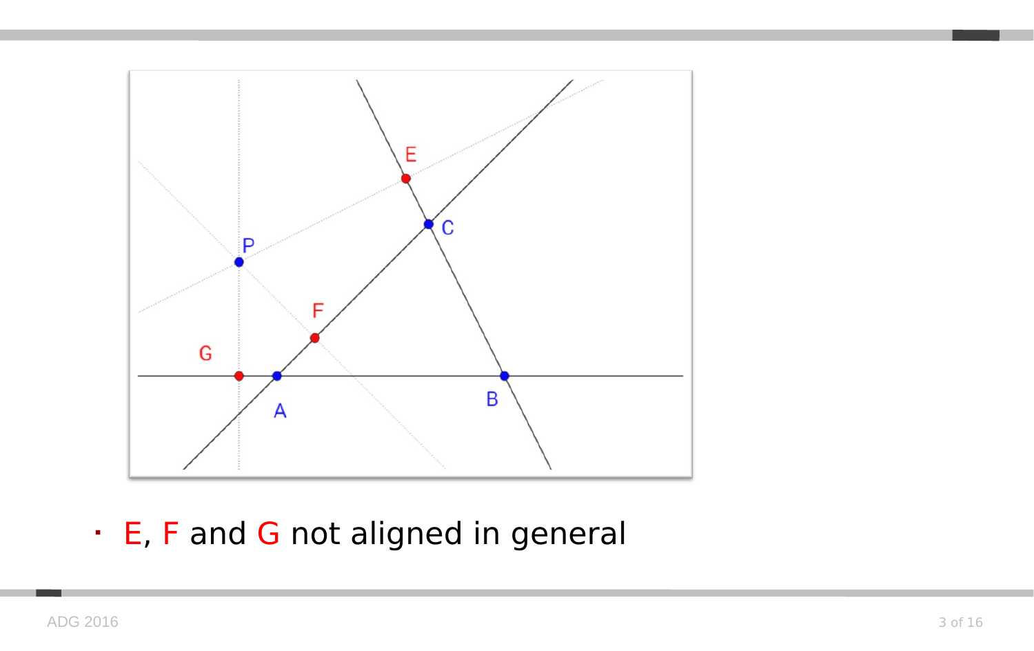- E, F and G not aligned in general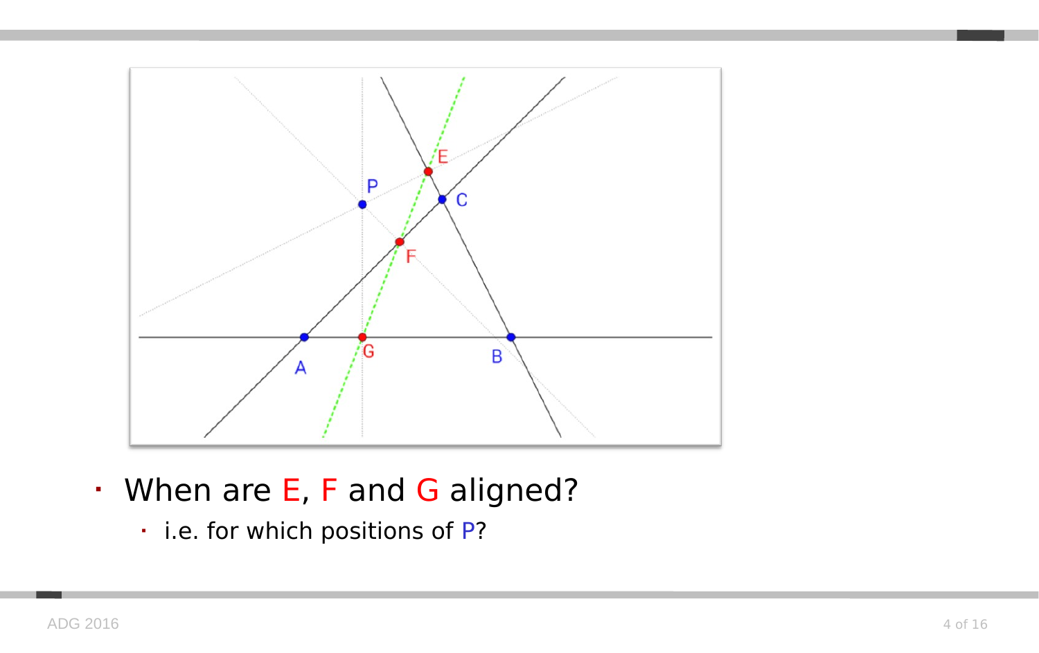- When are E, F and G aligned?
  - i.e. for which positions of P?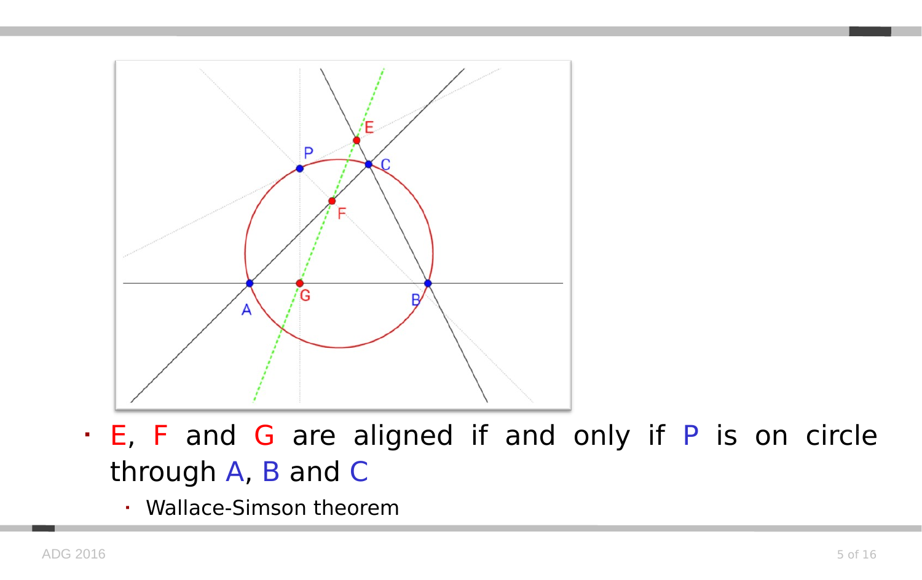- E, F and G are aligned if and only if P is on circle through A, B and C
  - Wallace-Simson theorem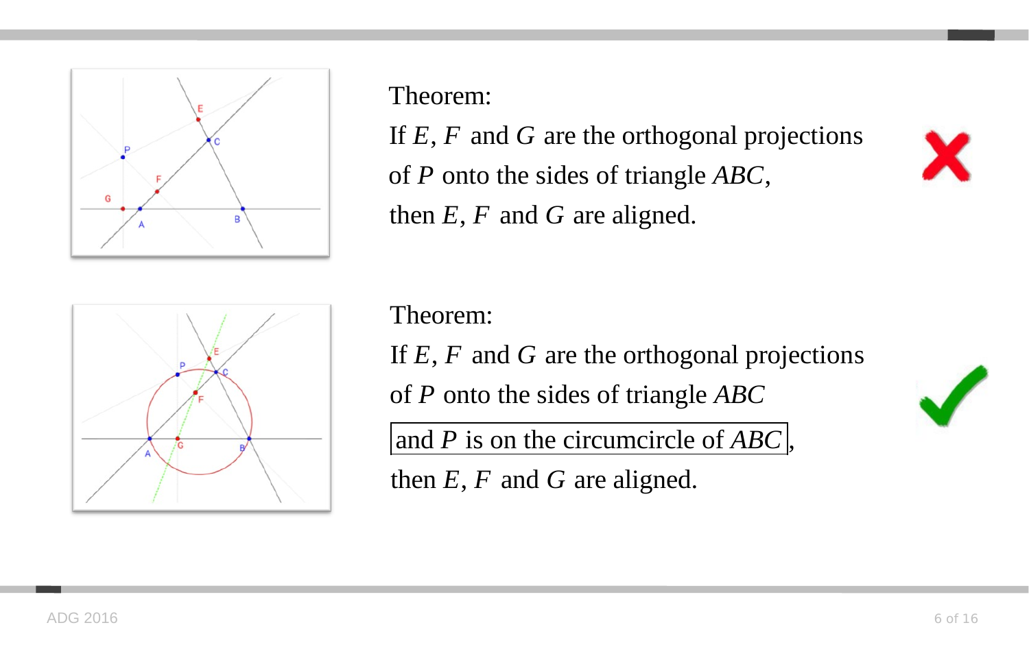Theorem:

If $E$, $F$ and $G$ are the orthogonal projections of $P$ onto the sides of triangle $ABC$, then $E$, $F$ and $G$ are aligned.

Theorem:

If $E$, $F$ and $G$ are the orthogonal projections of $P$ onto the sides of triangle $ABC$ and $P$ is on the circumcircle of $ABC$, then $E$, $F$ and $G$ are aligned.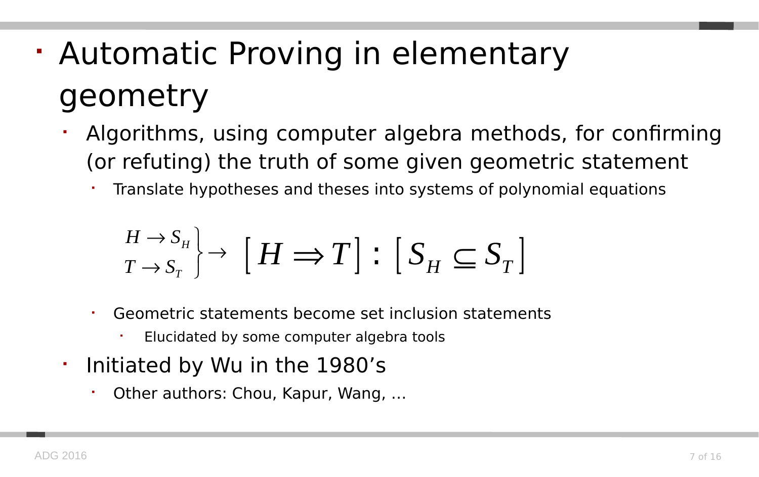- Automatic Proving in elementary geometry
  - Algorithms, using computer algebra methods, for confirming (or refuting) the truth of some given geometric statement
    - Translate hypotheses and theses into systems of polynomial equations

$$\left.\begin{array}{l} H \to S_H \\ T \to S_T \end{array}\right\} \to \left[ H \Rightarrow T \right] : \left[ S_H \subseteq S_T \right]$$

    - Geometric statements become set inclusion statements
      - Elucidated by some computer algebra tools
  - Initiated by Wu in the 1980's
    - Other authors: Chou, Kapur, Wang, ...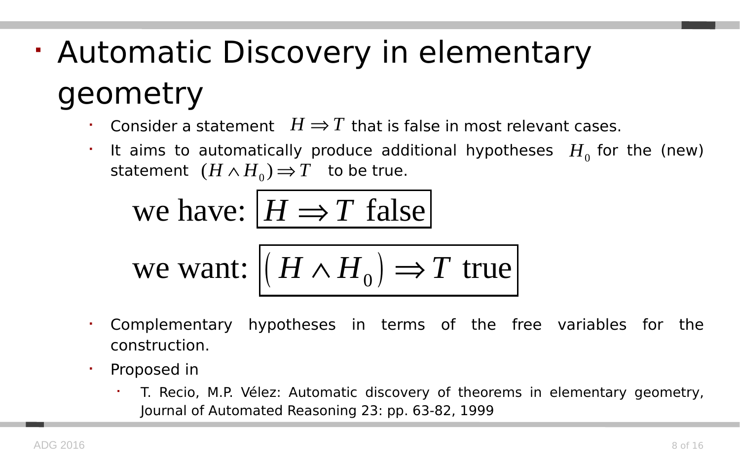- Automatic Discovery in elementary geometry
  - Consider a statement $H \Rightarrow T$ that is false in most relevant cases.
  - It aims to automatically produce additional hypotheses $H_0$ for the (new) statement $(H \wedge H_0) \Rightarrow T$ to be true.

$$\text{we have: } \boxed{H \Rightarrow T \text{ false}}$$

$$\text{we want: } \boxed{\left(H \wedge H_0\right) \Rightarrow T \text{ true}}$$

  - Complementary hypotheses in terms of the free variables for the construction.
  - Proposed in
    - T. Recio, M.P. Vélez: Automatic discovery of theorems in elementary geometry, Journal of Automated Reasoning 23: pp. 63-82, 1999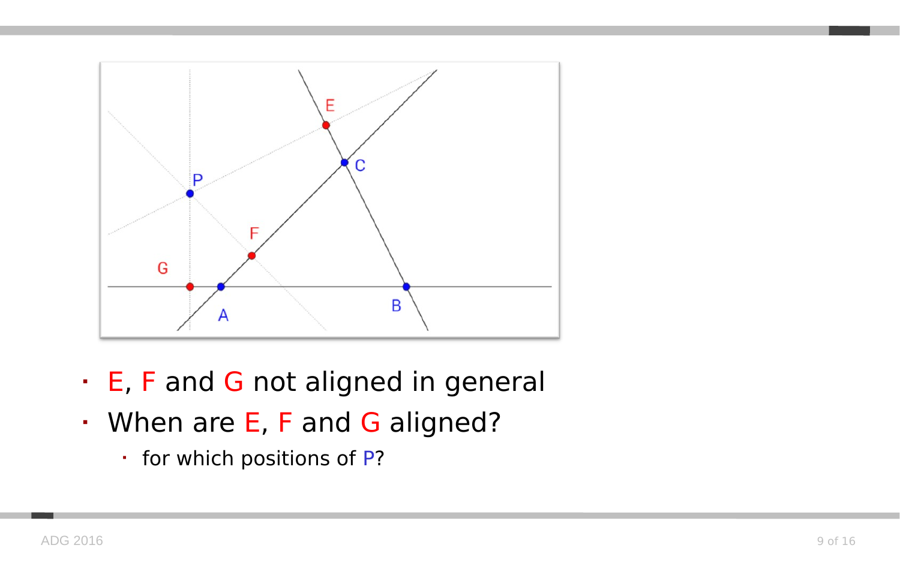- E, F and G not aligned in general
- When are E, F and G aligned?
  - for which positions of P?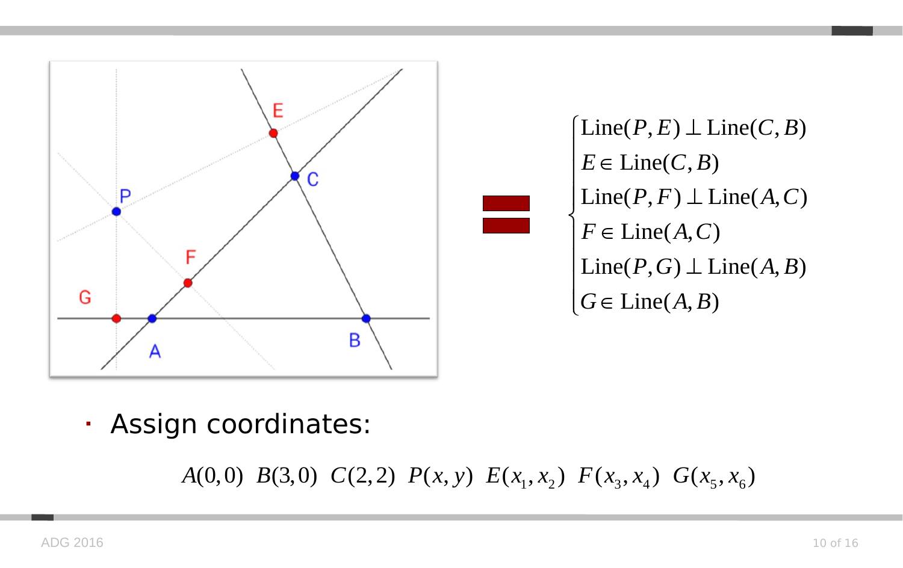$$=$$

$$\begin{cases} \text{Line}(P,E) \perp \text{Line}(C,B) \\ E \in \text{Line}(C,B) \\ \text{Line}(P,F) \perp \text{Line}(A,C) \\ F \in \text{Line}(A,C) \\ \text{Line}(P,G) \perp \text{Line}(A,B) \\ G \in \text{Line}(A,B) \end{cases}$$

- Assign coordinates:

$$A(0,0) \;\; B(3,0) \;\; C(2,2) \;\; P(x,y) \;\; E(x_1,x_2) \;\; F(x_3,x_4) \;\; G(x_5,x_6)$$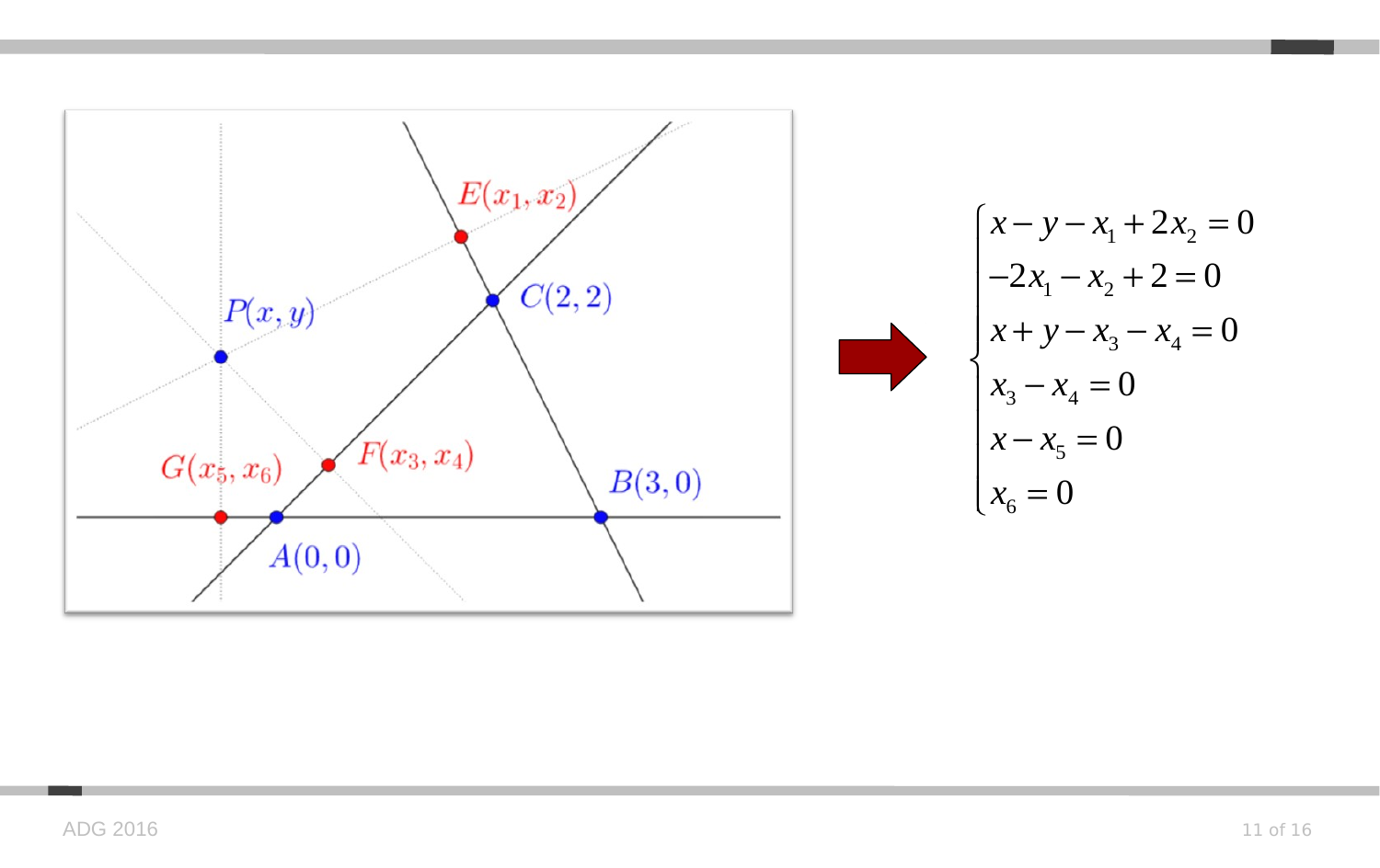$$
\begin{cases}
x - y - x_1 + 2x_2 = 0 \\
-2x_1 - x_2 + 2 = 0 \\
x + y - x_3 - x_4 = 0 \\
x_3 - x_4 = 0 \\
x - x_5 = 0 \\
x_6 = 0
\end{cases}
$$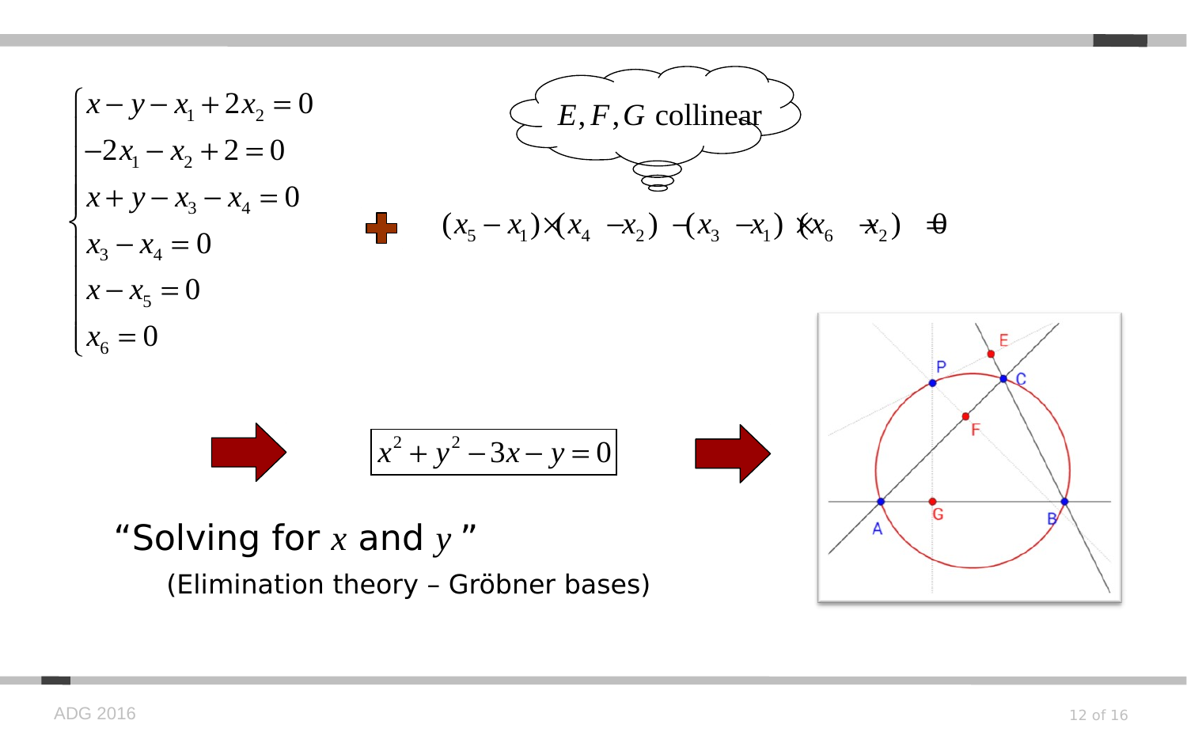$$
\begin{cases}
x - y - x_1 + 2x_2 = 0 \\
-2x_1 - x_2 + 2 = 0 \\
x + y - x_3 - x_4 = 0 \\
x_3 - x_4 = 0 \\
x - x_5 = 0 \\
x_6 = 0
\end{cases}
$$

*E, F, G collinear*

$$
(x_5 - x_1)\times(x_4 - x_2) - (x_3 - x_1)\times(x_6 - x_2) = 0
$$

$$
\boxed{x^2 + y^2 - 3x - y = 0}
$$

"Solving for $x$ and $y$"

(Elimination theory – Gröbner bases)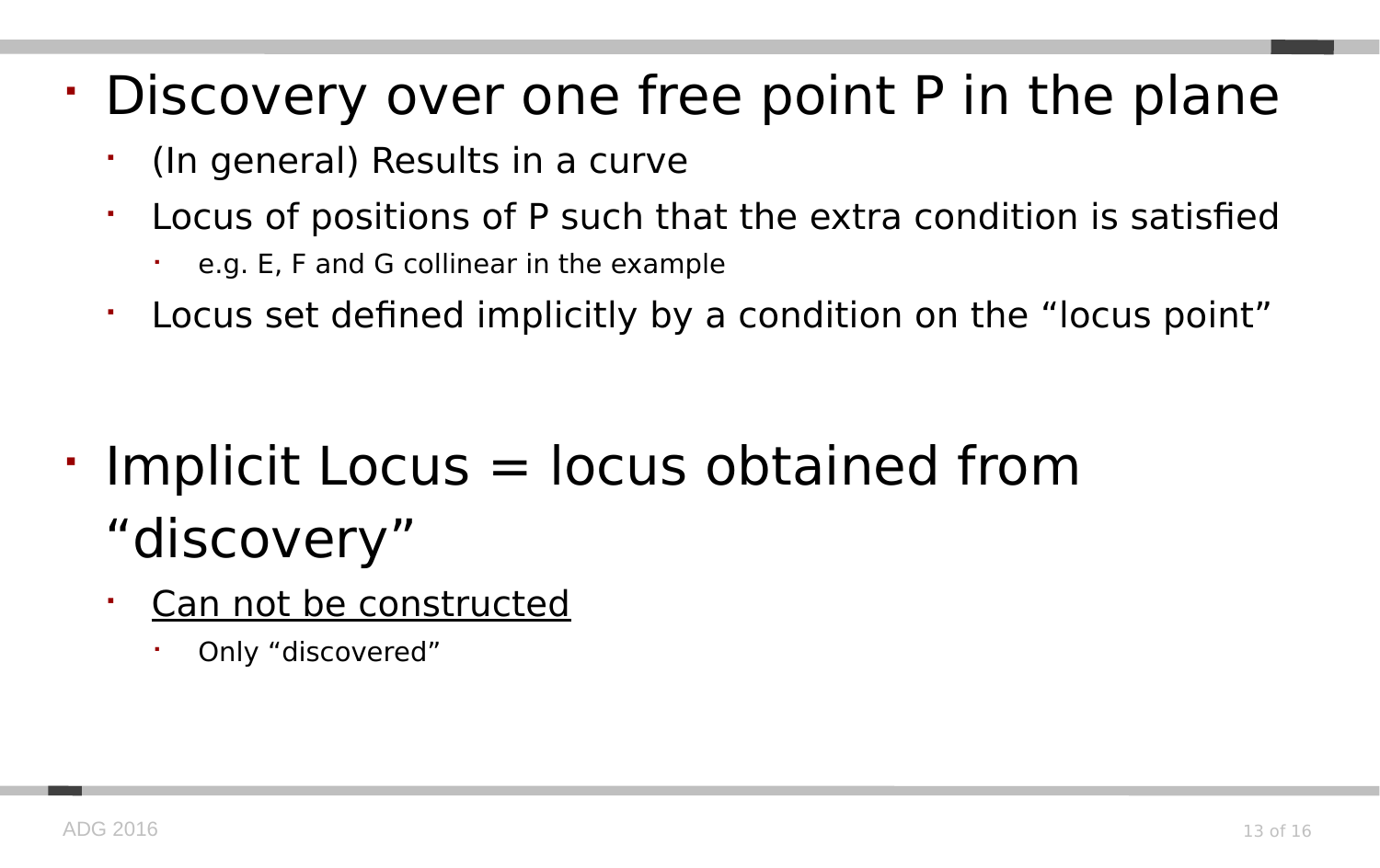- Discovery over one free point P in the plane
  - (In general) Results in a curve
  - Locus of positions of P such that the extra condition is satisfied
    - e.g. E, F and G collinear in the example
  - Locus set defined implicitly by a condition on the “locus point”

- Implicit Locus = locus obtained from “discovery”
  - <u>Can not be constructed</u>
    - Only “discovered”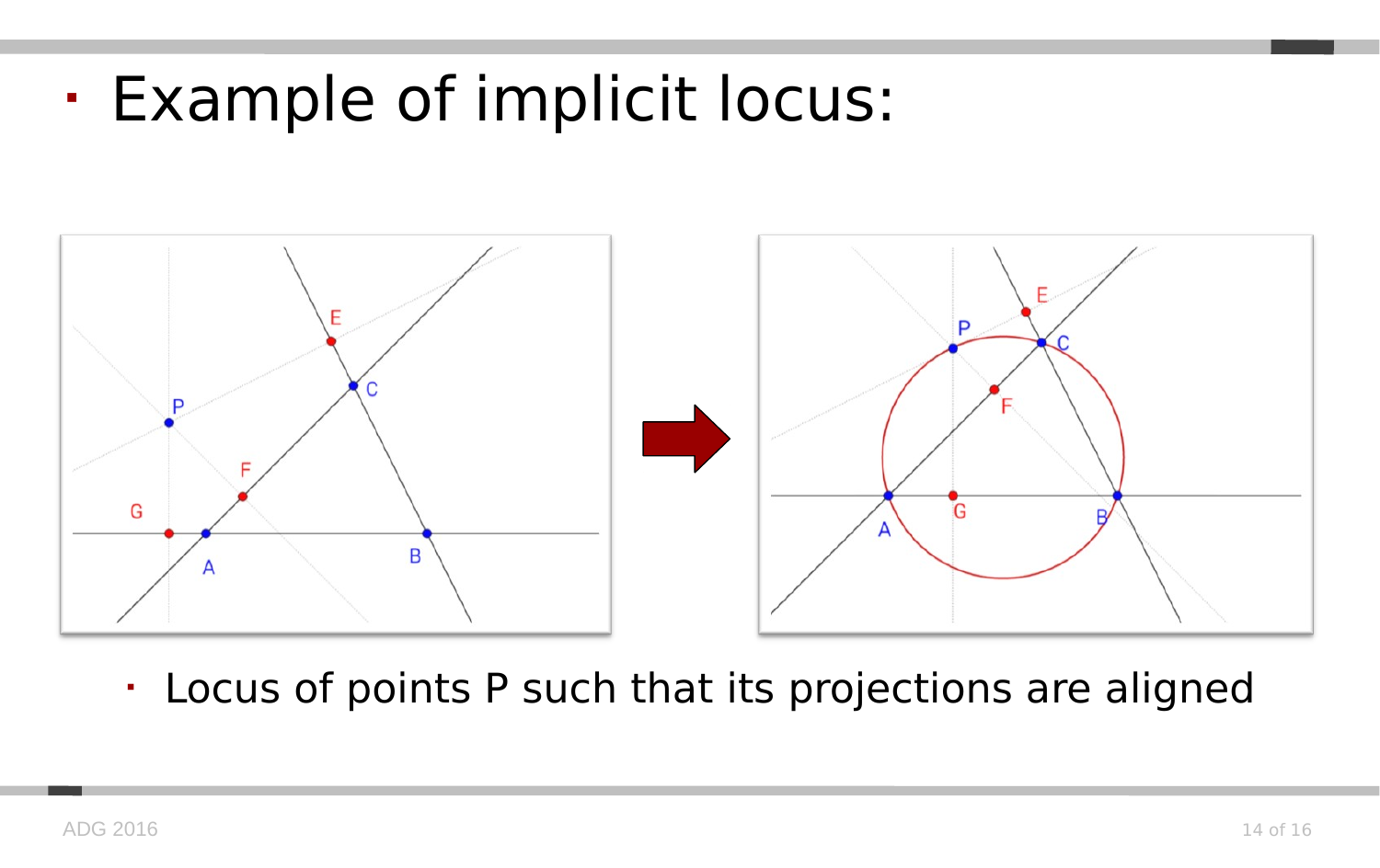- Example of implicit locus:

  - Locus of points P such that its projections are aligned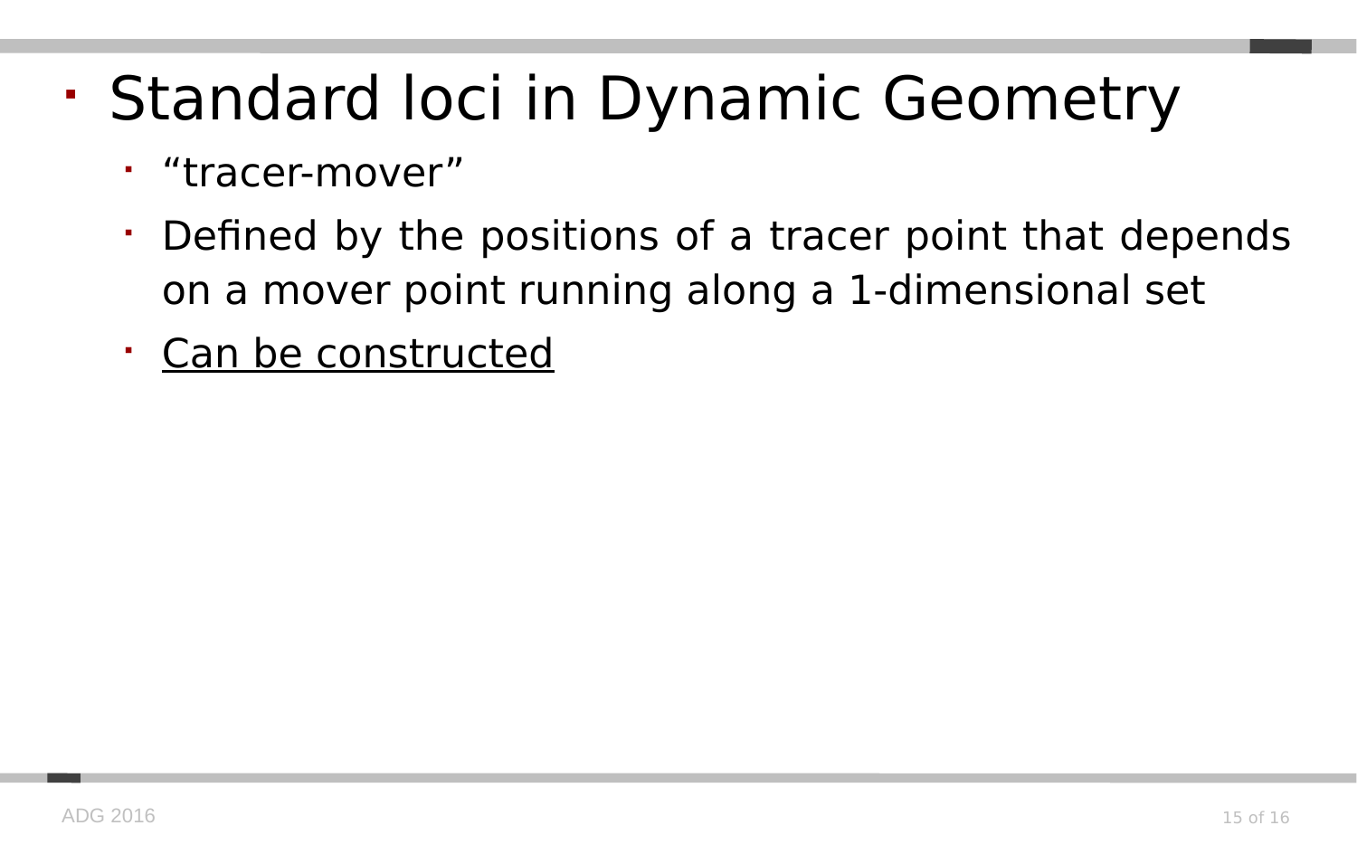- Standard loci in Dynamic Geometry
  - “tracer-mover”
  - Defined by the positions of a tracer point that depends on a mover point running along a 1-dimensional set
  - <u>Can be constructed</u>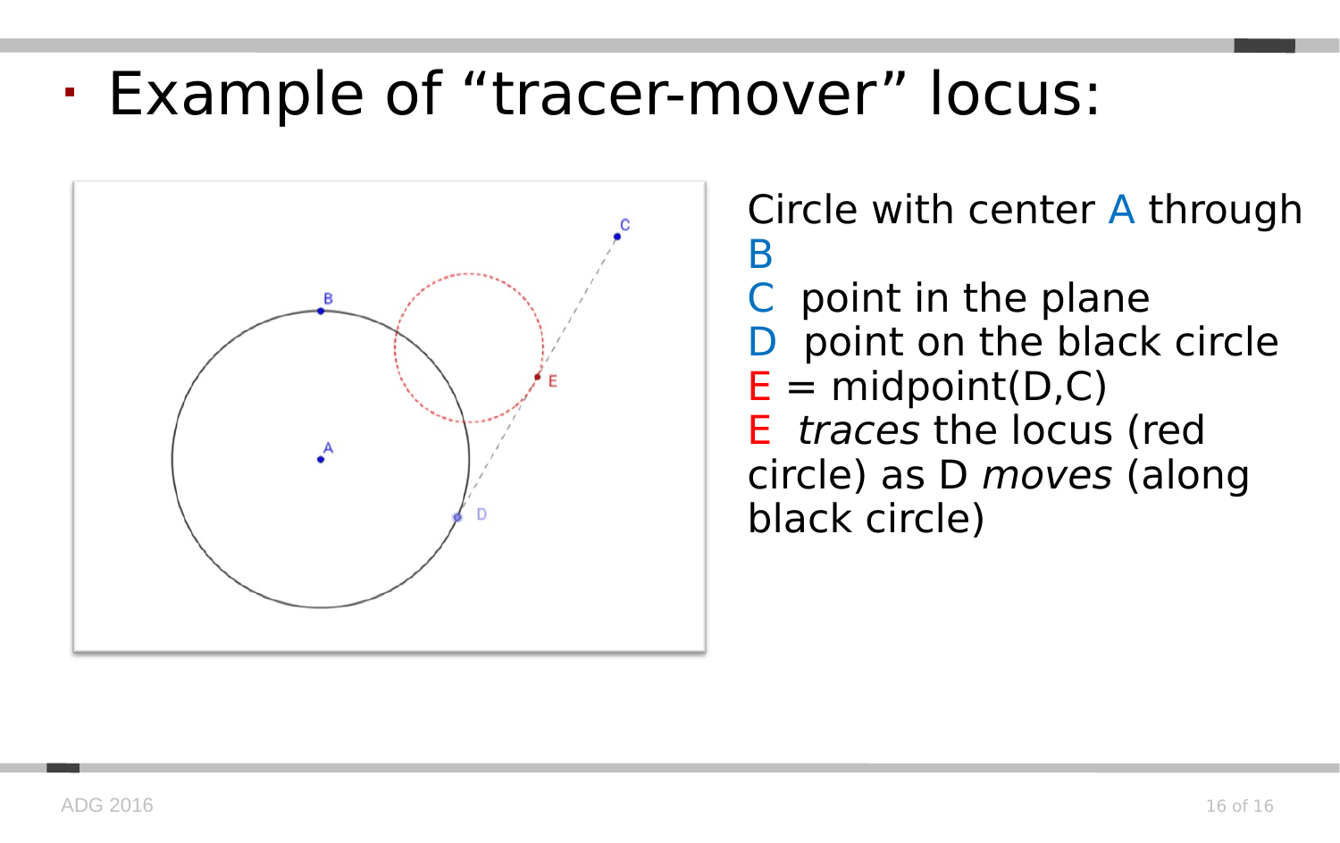- Example of “tracer-mover” locus:

Circle with center A through B
C  point in the plane
D  point on the black circle
E = midpoint(D,C)
E  *traces* the locus (red circle) as D *moves* (along black circle)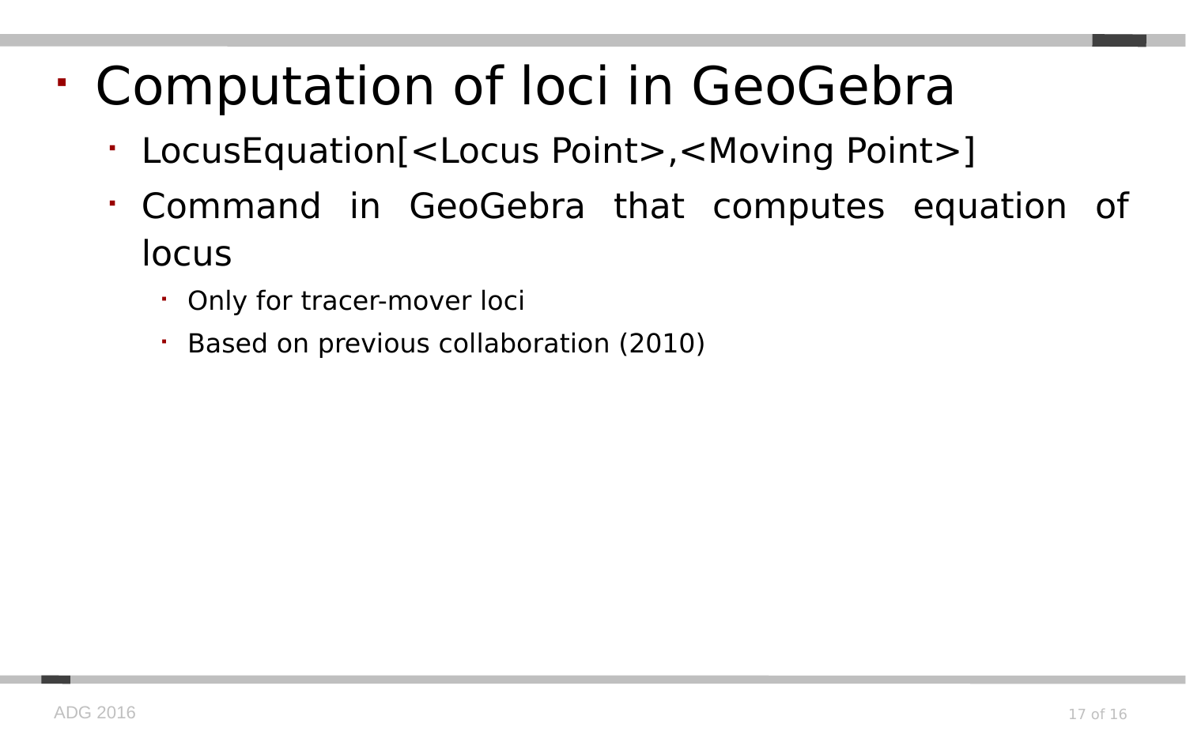- Computation of loci in GeoGebra
  - LocusEquation[<Locus Point>,<Moving Point>]
  - Command in GeoGebra that computes equation of locus
    - Only for tracer-mover loci
    - Based on previous collaboration (2010)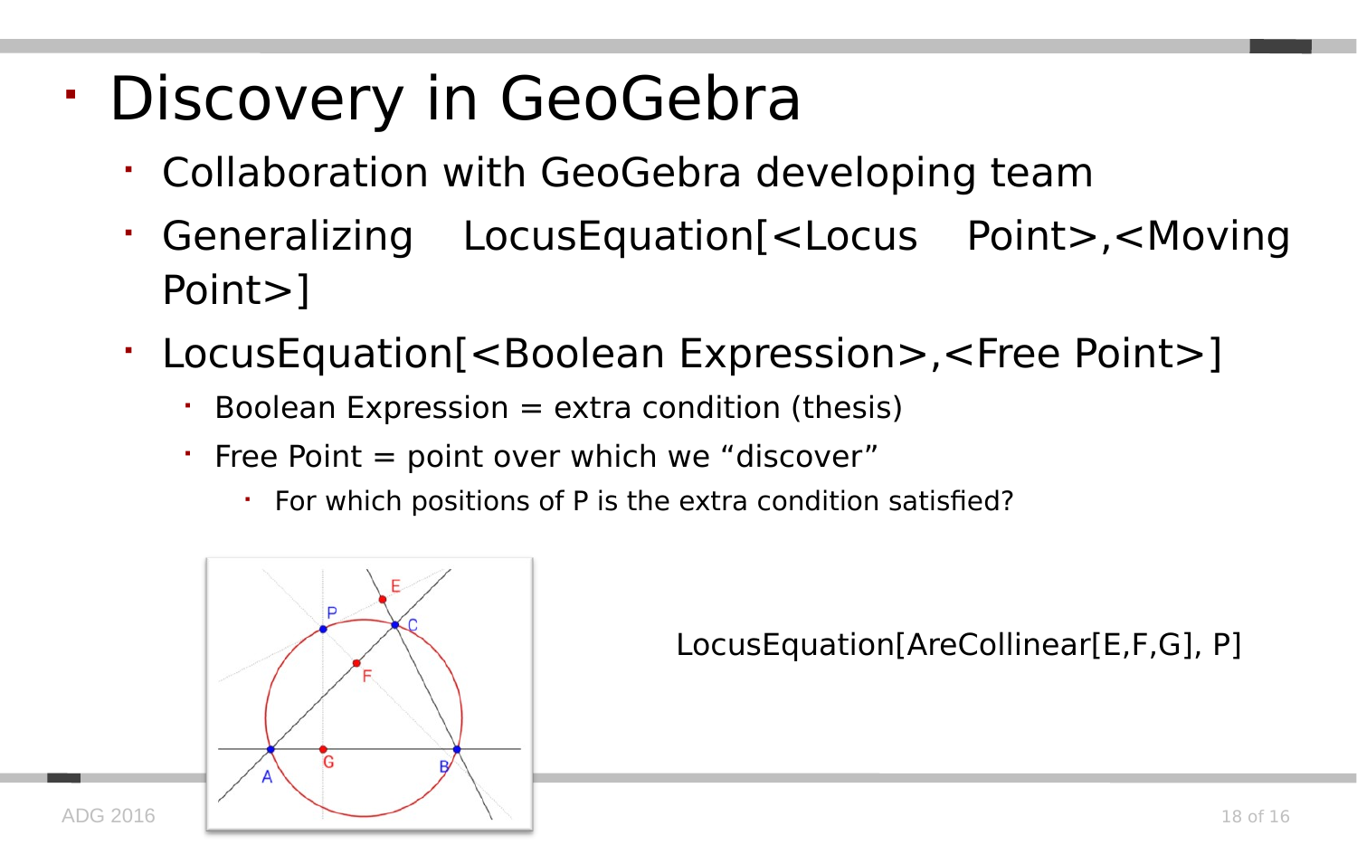# Discovery in GeoGebra

- Collaboration with GeoGebra developing team
- Generalizing LocusEquation[<Locus Point>,<Moving Point>]
- LocusEquation[<Boolean Expression>,<Free Point>]
  - Boolean Expression = extra condition (thesis)
  - Free Point = point over which we “discover”
    - For which positions of P is the extra condition satisfied?

LocusEquation[AreCollinear[E,F,G], P]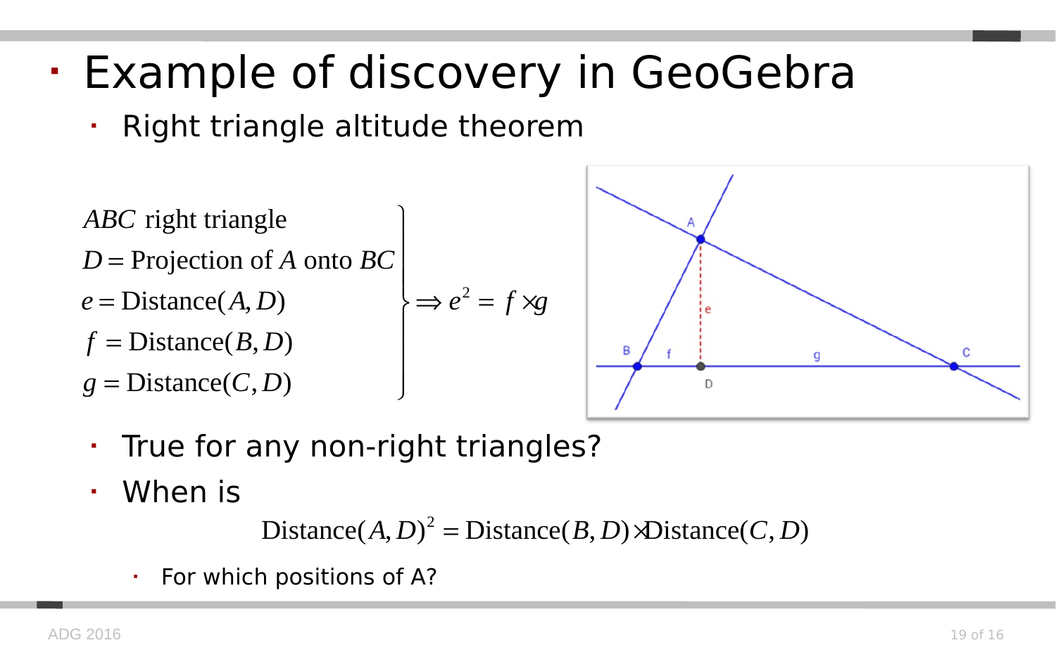# Example of discovery in GeoGebra

- Right triangle altitude theorem

$$\left.\begin{array}{l} ABC \text{ right triangle} \\ D = \text{Projection of } A \text{ onto } BC \\ e = \text{Distance}(A, D) \\ f = \text{Distance}(B, D) \\ g = \text{Distance}(C, D) \end{array}\right\} \Rightarrow e^2 = f \times g$$

- True for any non-right triangles?
- When is

$$\text{Distance}(A, D)^2 = \text{Distance}(B, D) \times \text{Distance}(C, D)$$

  - For which positions of A?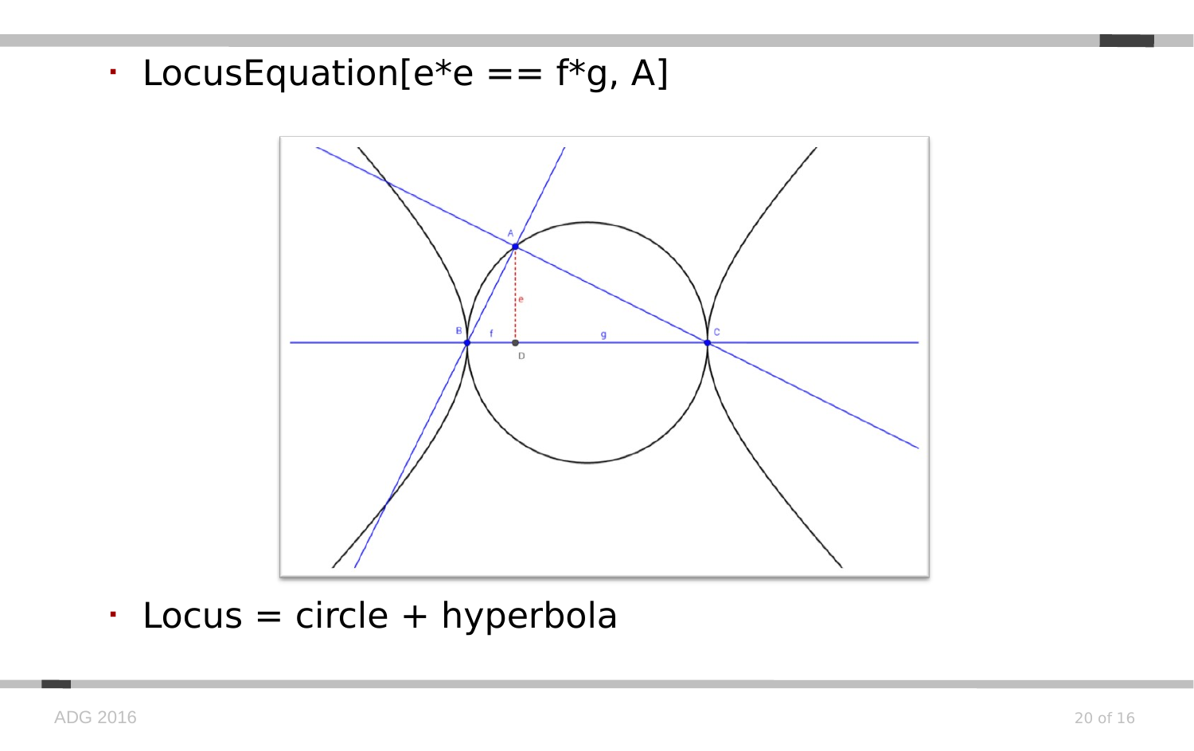- LocusEquation[e*e == f*g, A]

- Locus = circle + hyperbola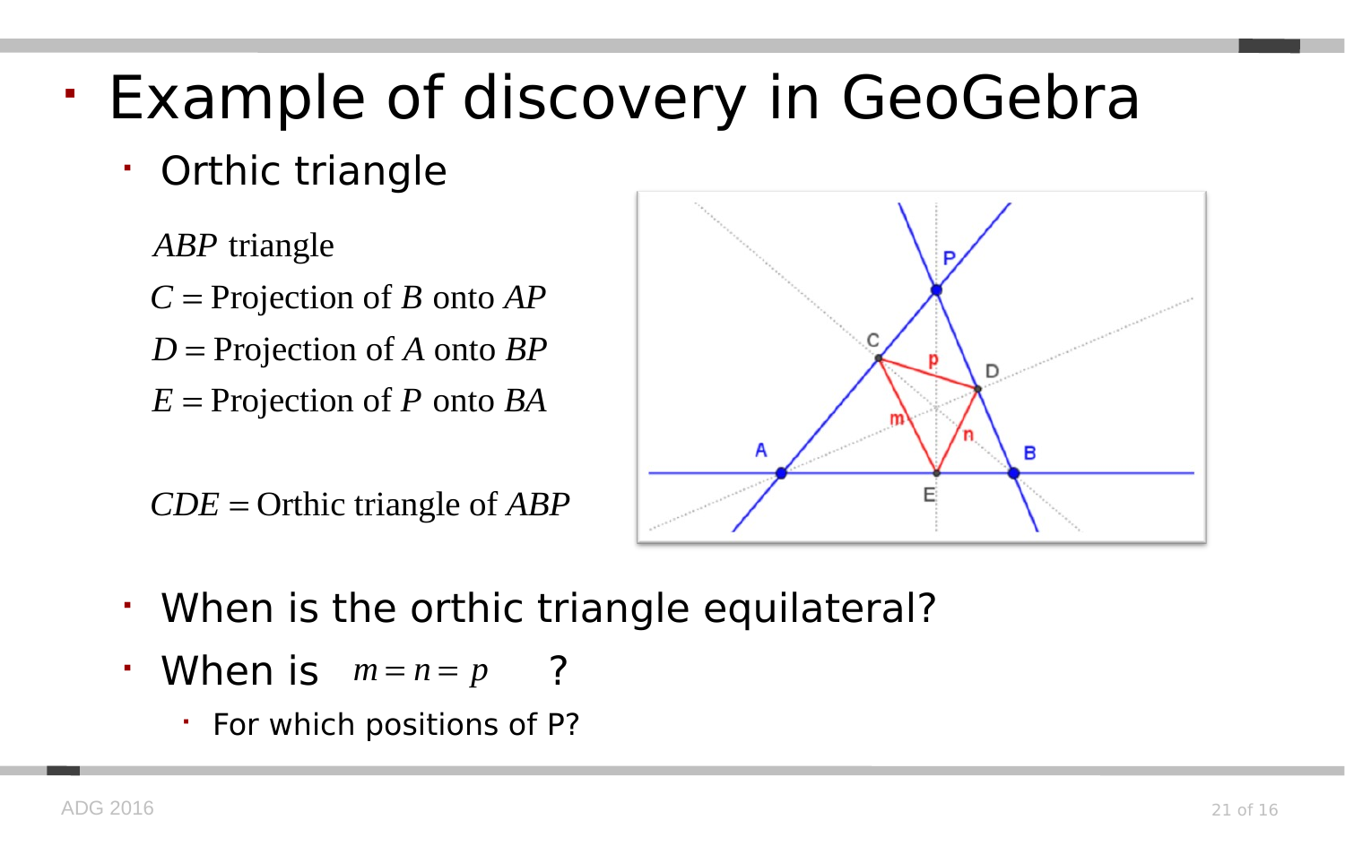# Example of discovery in GeoGebra

- Orthic triangle

$ABP$ triangle

$C =$ Projection of $B$ onto $AP$

$D =$ Projection of $A$ onto $BP$

$E =$ Projection of $P$ onto $BA$

$CDE =$ Orthic triangle of $ABP$

- When is the orthic triangle equilateral?
- When is $m = n = p$ ?
  - For which positions of P?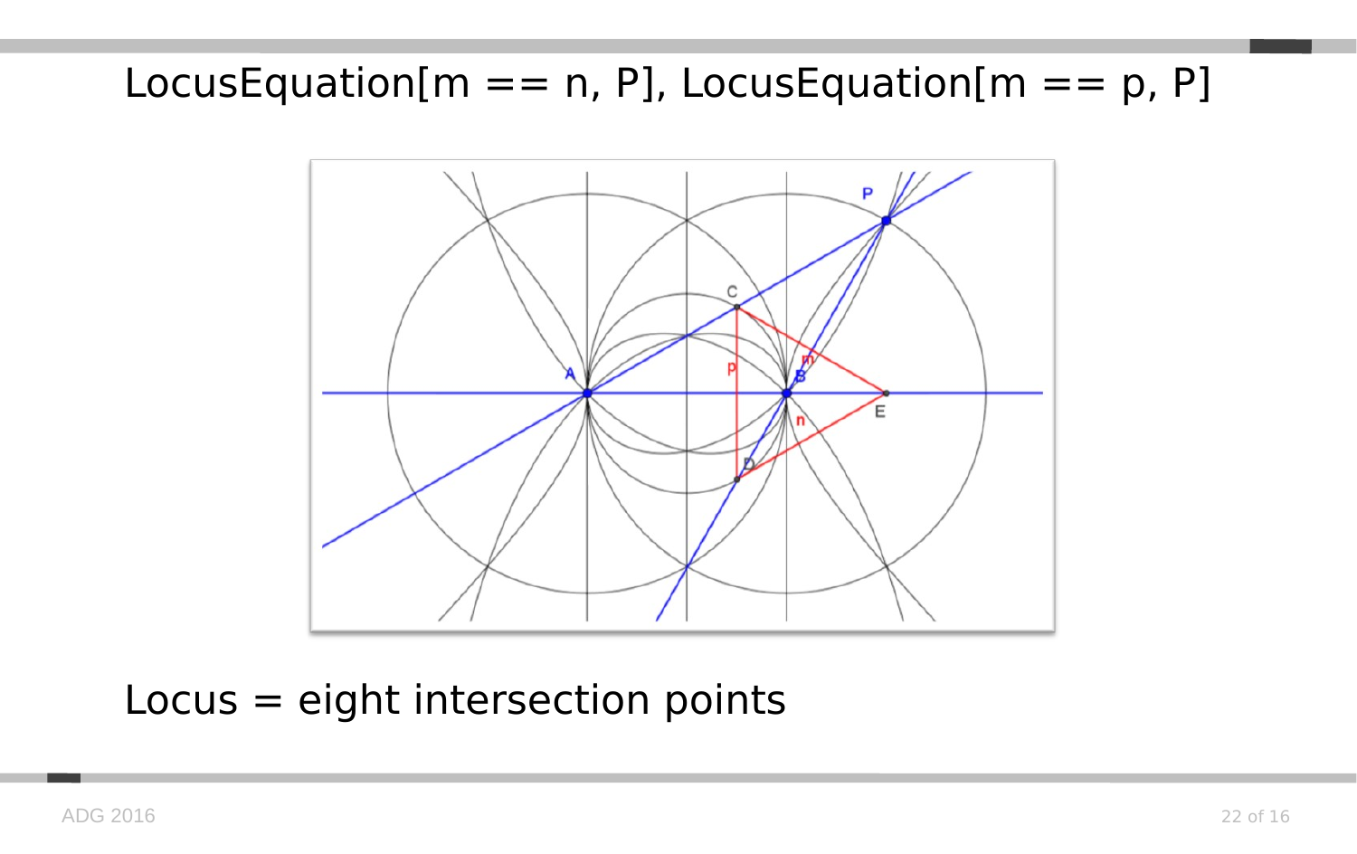# LocusEquation[m == n, P], LocusEquation[m == p, P]

Locus = eight intersection points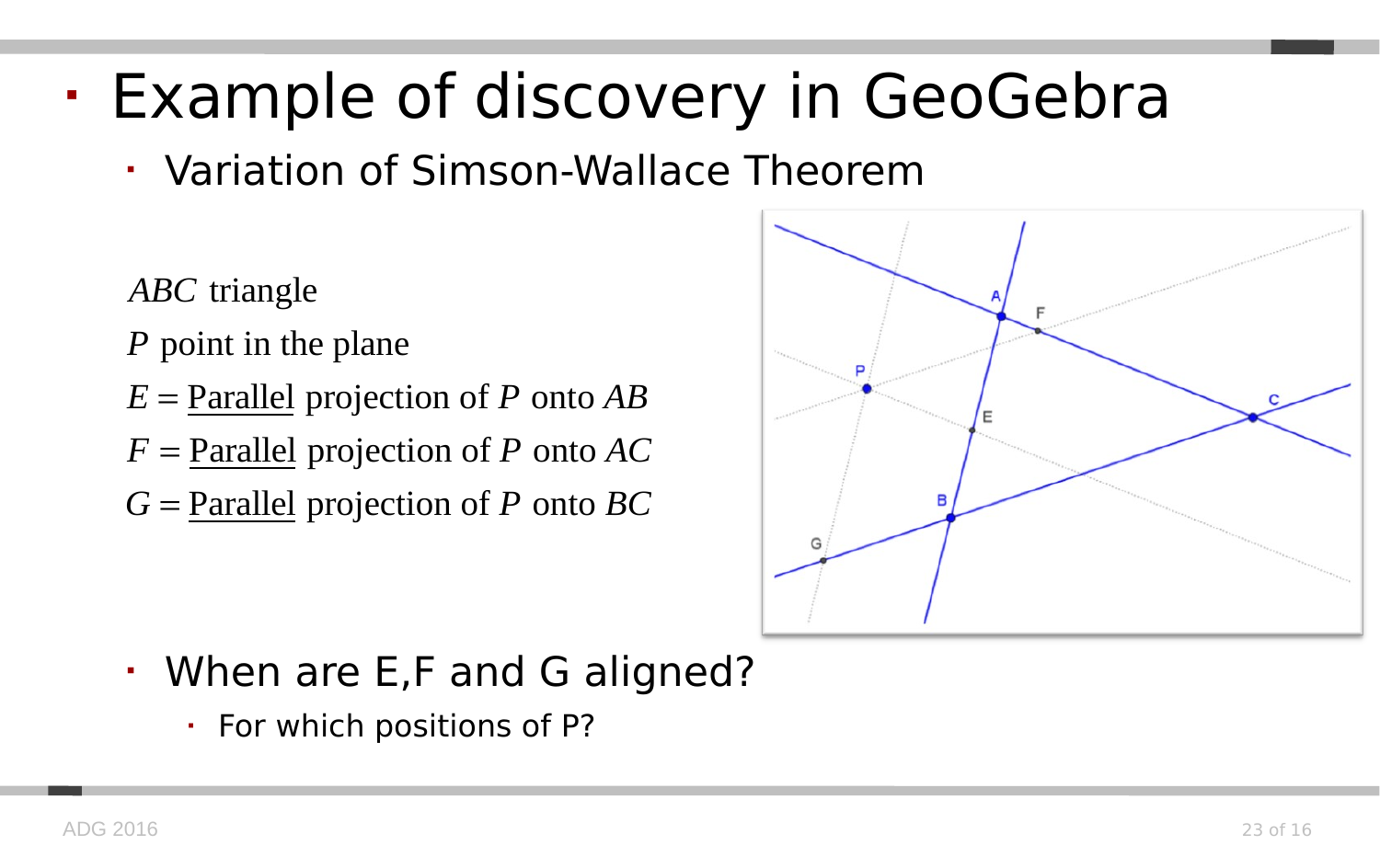# Example of discovery in GeoGebra

- Variation of Simson-Wallace Theorem

$ABC$ triangle

$P$ point in the plane

$E$ = Parallel projection of $P$ onto $AB$

$F$ = Parallel projection of $P$ onto $AC$

$G$ = Parallel projection of $P$ onto $BC$

- When are E,F and G aligned?
  - For which positions of P?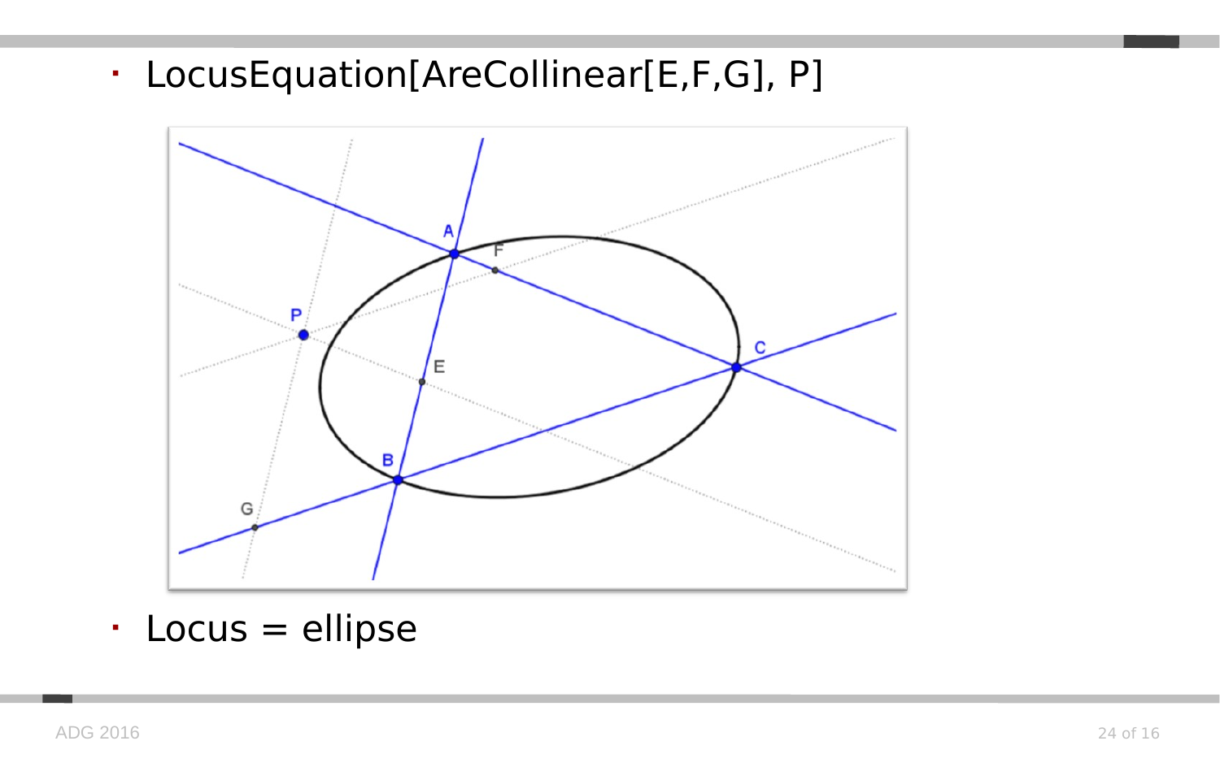- LocusEquation[AreCollinear[E,F,G], P]

- Locus = ellipse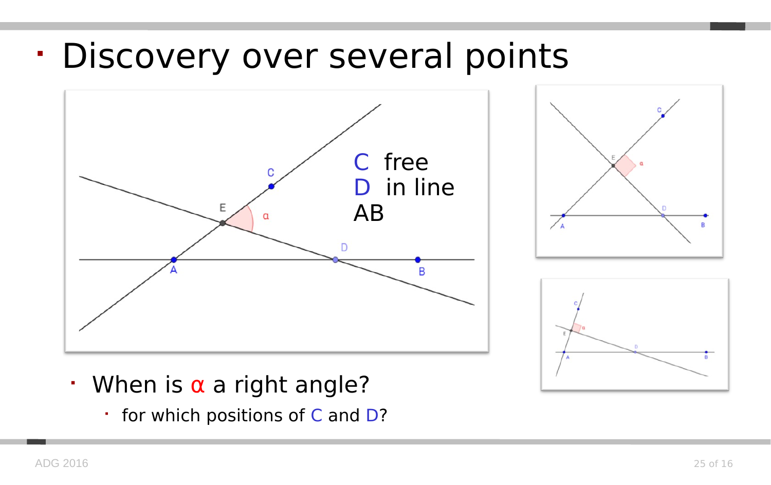# Discovery over several points

C free
D in line AB

- When is $\alpha$ a right angle?
  - for which positions of C and D?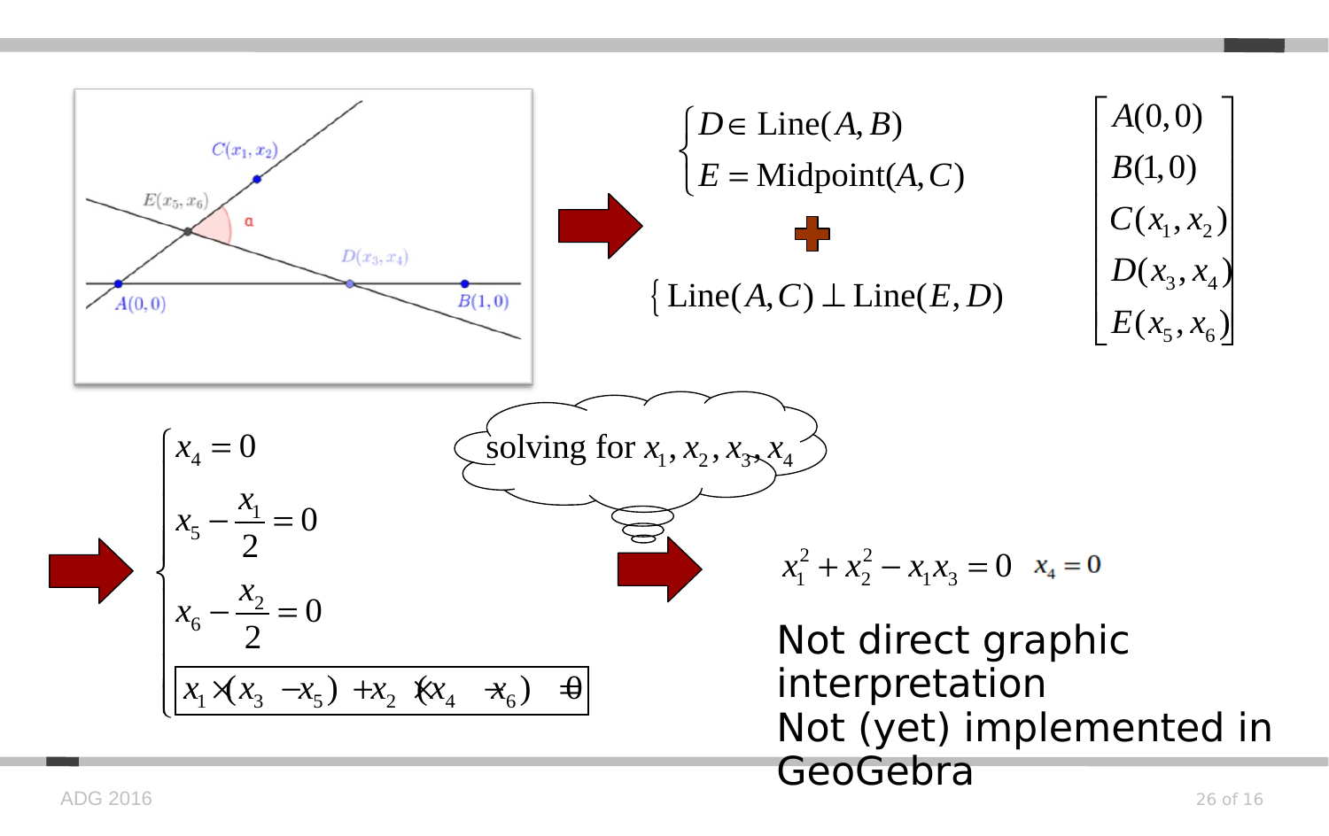$$\begin{cases} D \in \text{Line}(A, B) \\ E = \text{Midpoint}(A, C) \end{cases}$$

+

$$\{\, \text{Line}(A, C) \perp \text{Line}(E, D)$$

$$\begin{bmatrix} A(0,0) \\ B(1,0) \\ C(x_1, x_2) \\ D(x_3, x_4) \\ E(x_5, x_6) \end{bmatrix}$$

$$\begin{cases} x_4 = 0 \\ x_5 - \dfrac{x_1}{2} = 0 \\ x_6 - \dfrac{x_2}{2} = 0 \\ \boxed{x_1 \cdot (x_3 - x_5) + x_2 \cdot (x_4 - x_6) = 0} \end{cases}$$

solving for $x_1, x_2, x_3, x_4$

$$x_1^2 + x_2^2 - x_1 x_3 = 0 \quad x_4 = 0$$

Not direct graphic interpretation

Not (yet) implemented in GeoGebra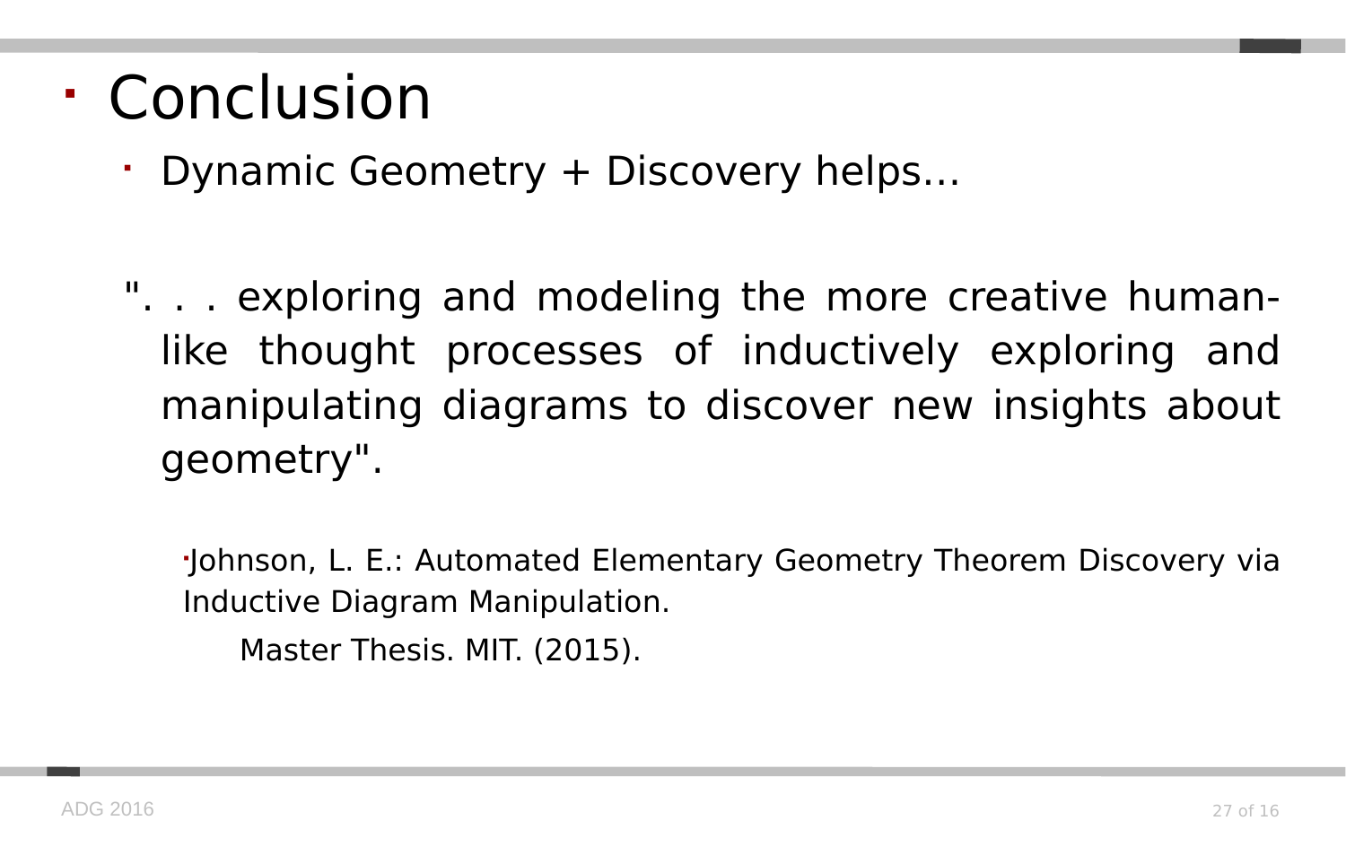- Conclusion
  - Dynamic Geometry + Discovery helps…

". . . exploring and modeling the more creative human-like thought processes of inductively exploring and manipulating diagrams to discover new insights about geometry".

- Johnson, L. E.: Automated Elementary Geometry Theorem Discovery via Inductive Diagram Manipulation.

  Master Thesis. MIT. (2015).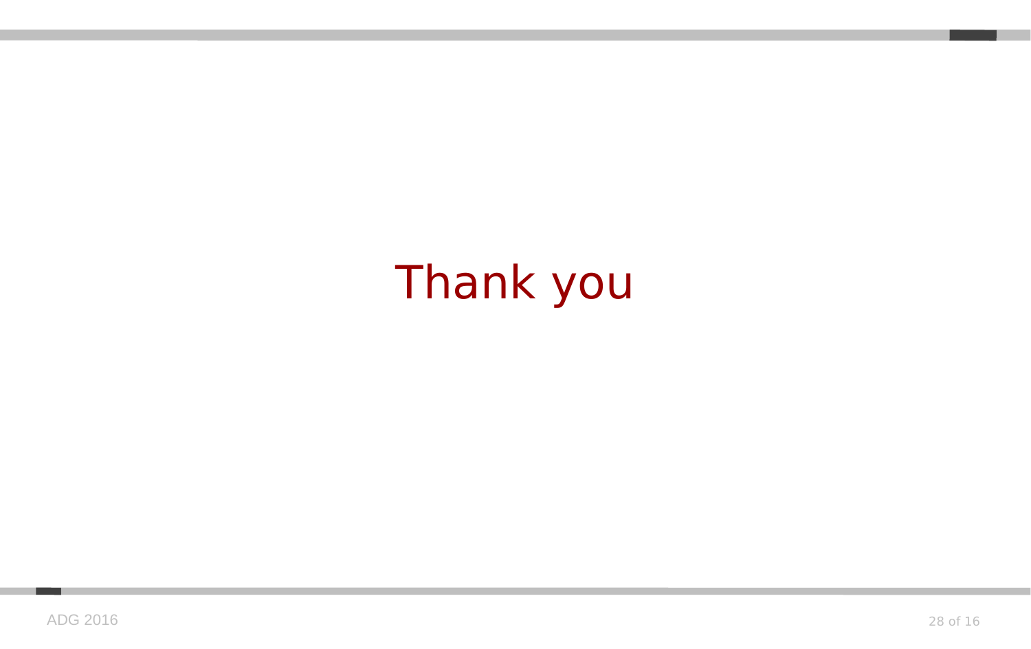# Thank you